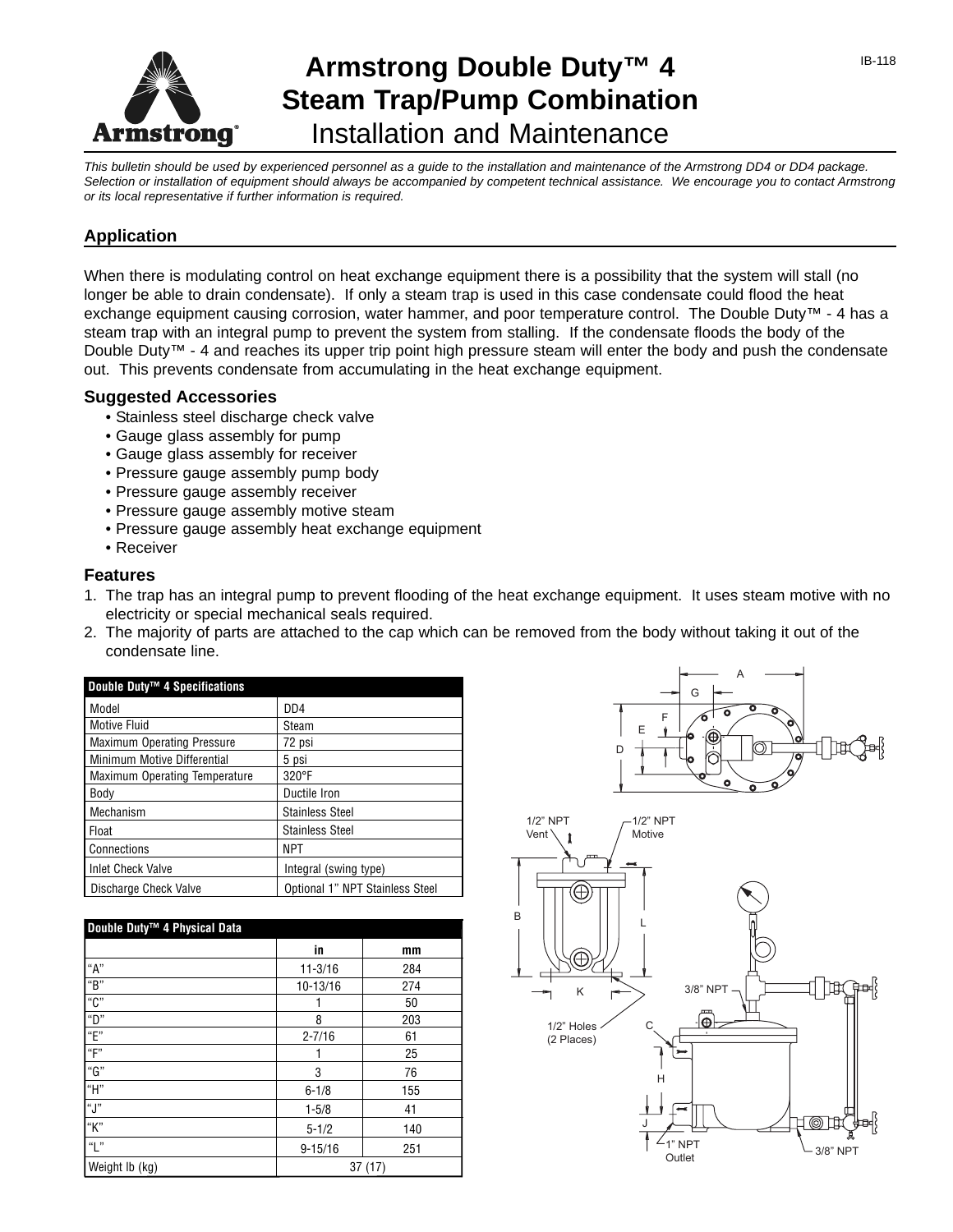# Armstrong Double Duty™ 4 Steam Trap/Pump Combination

## Installation and Maintenance

IB-118

*This bulletin should be used by experienced personnel as a guide to the installation and maintenance of the Armstrong DD4 or DD4 package. Selection or installation of equipment should always be accompanied by competent technical assistance. We encourage you to contact Armstrong or its local representative if further information is required.*

## Application

When there is modulating control on heat exchange equipment there is a possibility that the system will stall (no longer be able to drain condensate). If only a steam trap is used in this case condensate could flood the heat exchange equipment causing corrosion, water hammer, and poor temperature control. The Double Duty™ - 4 has a steam trap with an integral pump to prevent the system from stalling. If the condensate floods the body of the Double Duty™ - 4 and reaches its upper trip point high pressure steam will enter the body and push the condensate out. This prevents condensate from accumulating in the heat exchange equipment.

### Suggested Accessories

- Stainless steel discharge check valve
- Gauge glass assembly for pump
- Gauge glass assembly for receiver
- Pressure gauge assembly pump body
- Pressure gauge assembly receiver
- Pressure gauge assembly motive steam
- Pressure gauge assembly heat exchange equipment
- Receiver

### Features

1. The trap has an integral pump to prevent flooding of the heat exchange equipment. It uses steam motive with no electricity or special mechanical seals required.
2. The majority of parts are attached to the cap which can be removed from the body without taking it out of the condensate line.

| Double Duty™ 4 Specifications | |
|---|---|
| Model | DD4 |
| Motive Fluid | Steam |
| Maximum Operating Pressure | 72 psi |
| Minimum Motive Differential | 5 psi |
| Maximum Operating Temperature | 320°F |
| Body | Ductile Iron |
| Mechanism | Stainless Steel |
| Float | Stainless Steel |
| Connections | NPT |
| Inlet Check Valve | Integral (swing type) |
| Discharge Check Valve | Optional 1” NPT Stainless Steel |

| Double Duty™ 4 Physical Data | in | mm |
|---|---|---|
| “A” | 11-3/16 | 284 |
| “B” | 10-13/16 | 274 |
| “C” | 1 | 50 |
| “D” | 8 | 203 |
| “E” | 2-7/16 | 61 |
| “F” | 1 | 25 |
| “G” | 3 | 76 |
| “H” | 6-1/8 | 155 |
| “J” | 1-5/8 | 41 |
| “K” | 5-1/2 | 140 |
| “L” | 9-15/16 | 251 |
| Weight lb (kg) | 37 (17) | |

1/2” NPT Vent
1/2” NPT Motive
1/2” Holes (2 Places)
3/8” NPT
1” NPT Outlet
3/8” NPT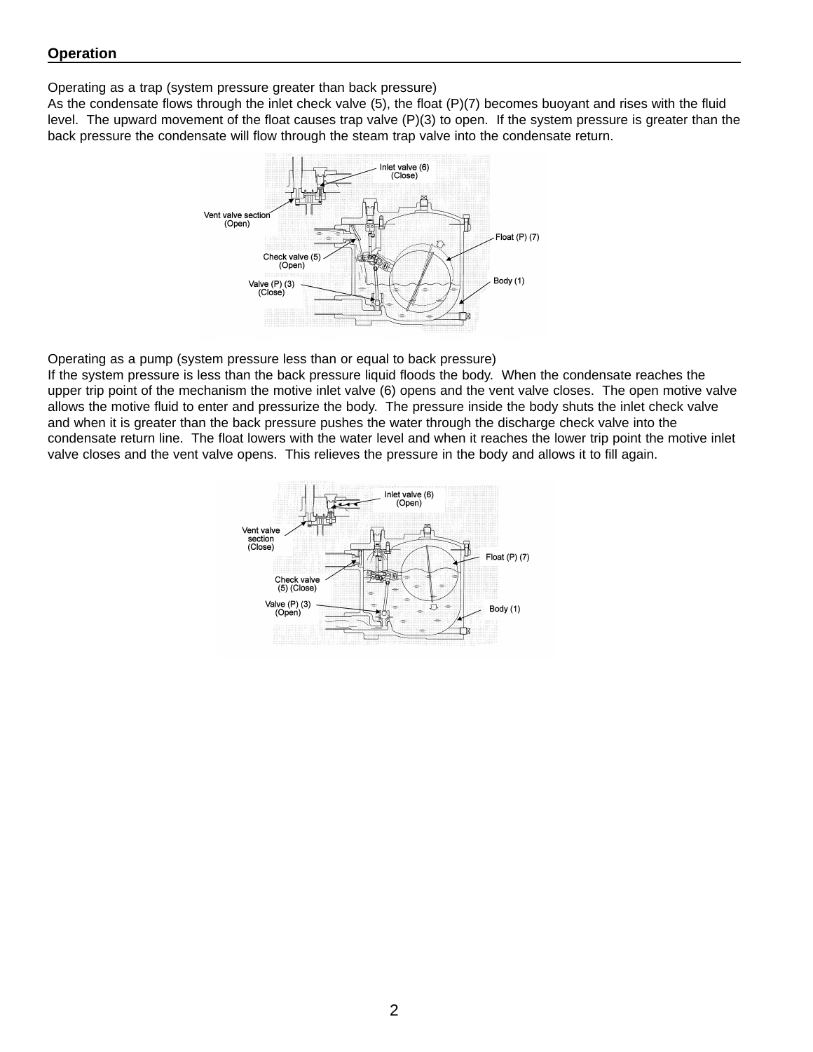## Operation

Operating as a trap (system pressure greater than back pressure)
As the condensate flows through the inlet check valve (5), the float (P)(7) becomes buoyant and rises with the fluid level. The upward movement of the float causes trap valve (P)(3) to open. If the system pressure is greater than the back pressure the condensate will flow through the steam trap valve into the condensate return.

Operating as a pump (system pressure less than or equal to back pressure)
If the system pressure is less than the back pressure liquid floods the body. When the condensate reaches the upper trip point of the mechanism the motive inlet valve (6) opens and the vent valve closes. The open motive valve allows the motive fluid to enter and pressurize the body. The pressure inside the body shuts the inlet check valve and when it is greater than the back pressure pushes the water through the discharge check valve into the condensate return line. The float lowers with the water level and when it reaches the lower trip point the motive inlet valve closes and the vent valve opens. This relieves the pressure in the body and allows it to fill again.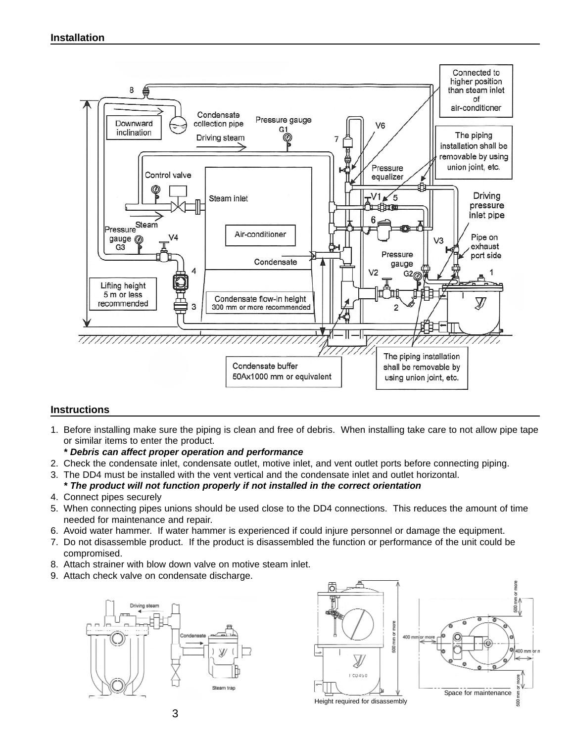## Installation

Connected to higher position than steam inlet of air-conditioner

The piping installation shall be removable by using union joint, etc.

Driving pressure inlet pipe

Pipe on exhaust port side

Downward inclination

Condensate collection pipe

Pressure gauge G1

Driving steam

Control valve

Steam inlet

Steam

Pressure gauge G3

Air-conditioner

Condensate

Pressure equalizer

Pressure gauge G2

Lifting height 5 m or less recommended

Condensate flow-in height 300 mm or more recommended

Condensate buffer 50Ax1000 mm or equivalent

The piping installation shall be removable by using union joint, etc.

## Instructions

1. Before installing make sure the piping is clean and free of debris. When installing take care to not allow pipe tape or similar items to enter the product.
   ***\* Debris can affect proper operation and performance***
2. Check the condensate inlet, condensate outlet, motive inlet, and vent outlet ports before connecting piping.
3. The DD4 must be installed with the vent vertical and the condensate inlet and outlet horizontal.
   ***\* The product will not function properly if not installed in the correct orientation***
4. Connect pipes securely
5. When connecting pipes unions should be used close to the DD4 connections. This reduces the amount of time needed for maintenance and repair.
6. Avoid water hammer. If water hammer is experienced if could injure personnel or damage the equipment.
7. Do not disassemble product. If the product is disassembled the function or performance of the unit could be compromised.
8. Attach strainer with blow down valve on motive steam inlet.
9. Attach check valve on condensate discharge.

Driving steam

Condensate

Steam trap

Height required for disassembly

Space for maintenance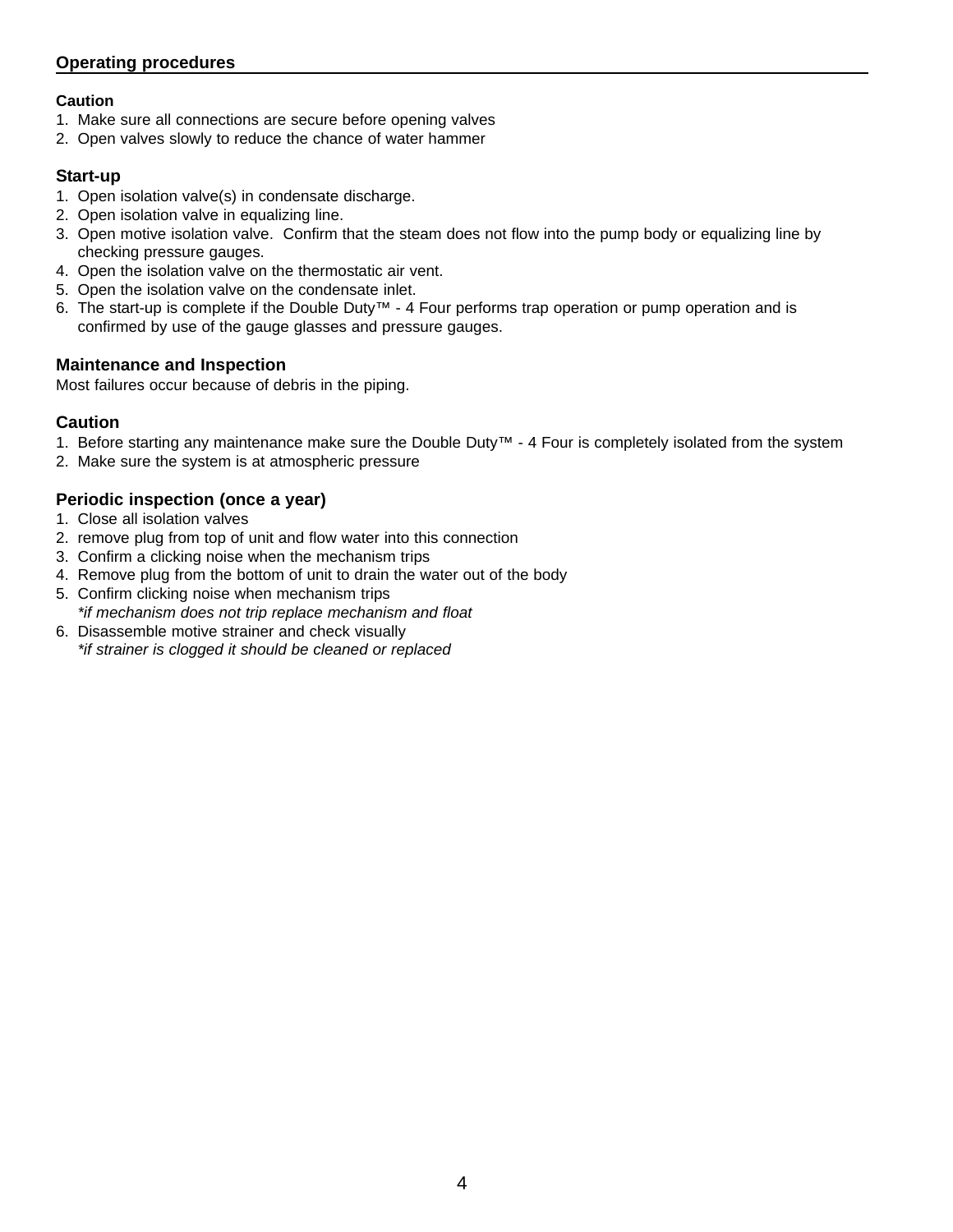## Operating procedures

**Caution**

1. Make sure all connections are secure before opening valves
2. Open valves slowly to reduce the chance of water hammer

### Start-up

1. Open isolation valve(s) in condensate discharge.
2. Open isolation valve in equalizing line.
3. Open motive isolation valve. Confirm that the steam does not flow into the pump body or equalizing line by checking pressure gauges.
4. Open the isolation valve on the thermostatic air vent.
5. Open the isolation valve on the condensate inlet.
6. The start-up is complete if the Double Duty™ - 4 Four performs trap operation or pump operation and is confirmed by use of the gauge glasses and pressure gauges.

### Maintenance and Inspection

Most failures occur because of debris in the piping.

### Caution

1. Before starting any maintenance make sure the Double Duty™ - 4 Four is completely isolated from the system
2. Make sure the system is at atmospheric pressure

### Periodic inspection (once a year)

1. Close all isolation valves
2. remove plug from top of unit and flow water into this connection
3. Confirm a clicking noise when the mechanism trips
4. Remove plug from the bottom of unit to drain the water out of the body
5. Confirm clicking noise when mechanism trips
   *\*if mechanism does not trip replace mechanism and float*
6. Disassemble motive strainer and check visually
   *\*if strainer is clogged it should be cleaned or replaced*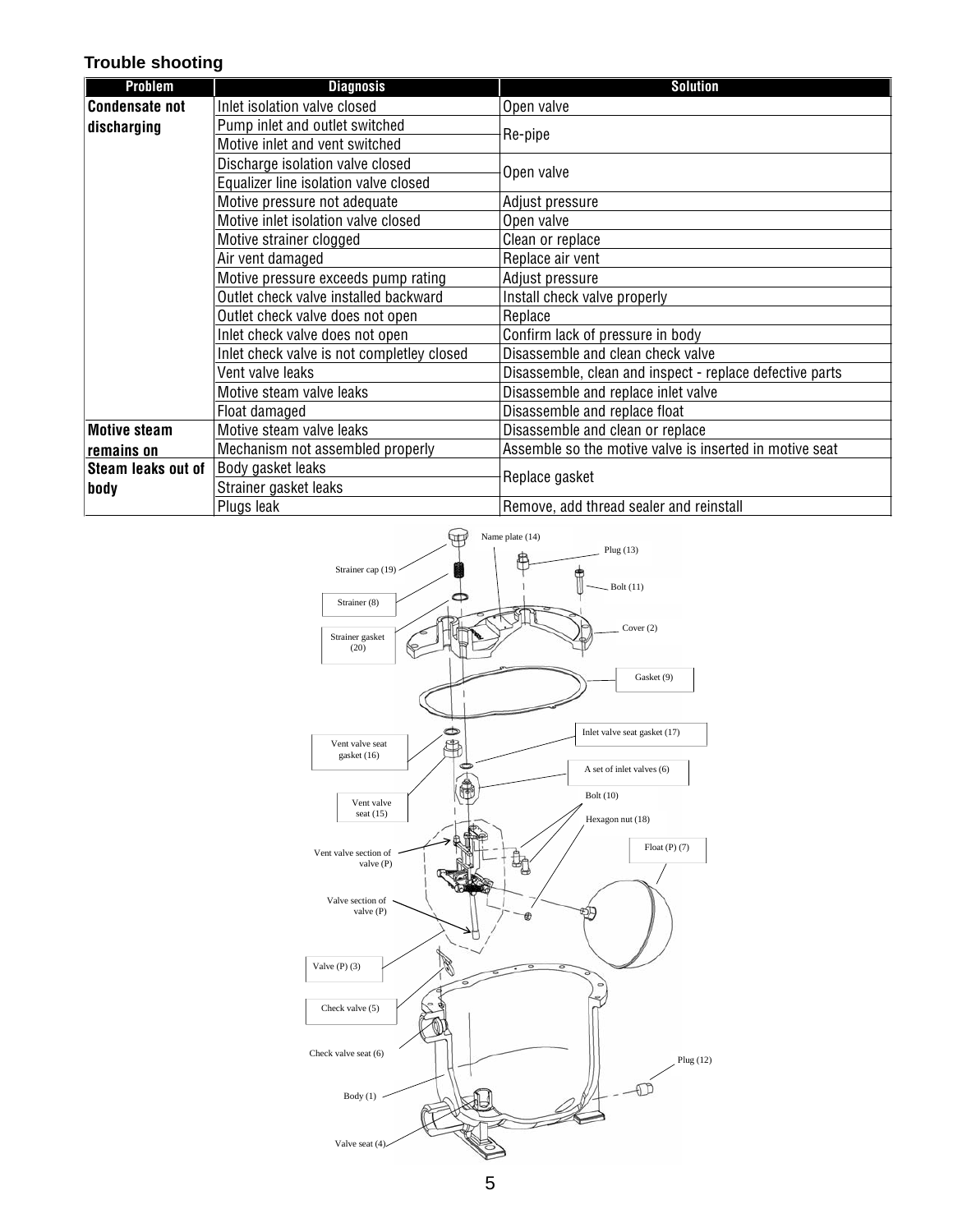### Trouble shooting

| Problem | Diagnosis | Solution |
|---|---|---|
| **Condensate not discharging** | Inlet isolation valve closed | Open valve |
| | Pump inlet and outlet switched | Re-pipe |
| | Motive inlet and vent switched | |
| | Discharge isolation valve closed | Open valve |
| | Equalizer line isolation valve closed | |
| | Motive pressure not adequate | Adjust pressure |
| | Motive inlet isolation valve closed | Open valve |
| | Motive strainer clogged | Clean or replace |
| | Air vent damaged | Replace air vent |
| | Motive pressure exceeds pump rating | Adjust pressure |
| | Outlet check valve installed backward | Install check valve properly |
| | Outlet check valve does not open | Replace |
| | Inlet check valve does not open | Confirm lack of pressure in body |
| | Inlet check valve is not completley closed | Disassemble and clean check valve |
| | Vent valve leaks | Disassemble, clean and inspect - replace defective parts |
| | Motive steam valve leaks | Disassemble and replace inlet valve |
| | Float damaged | Disassemble and replace float |
| **Motive steam remains on** | Motive steam valve leaks | Disassemble and clean or replace |
| | Mechanism not assembled properly | Assemble so the motive valve is inserted in motive seat |
| **Steam leaks out of body** | Body gasket leaks | Replace gasket |
| | Strainer gasket leaks | |
| | Plugs leak | Remove, add thread sealer and reinstall |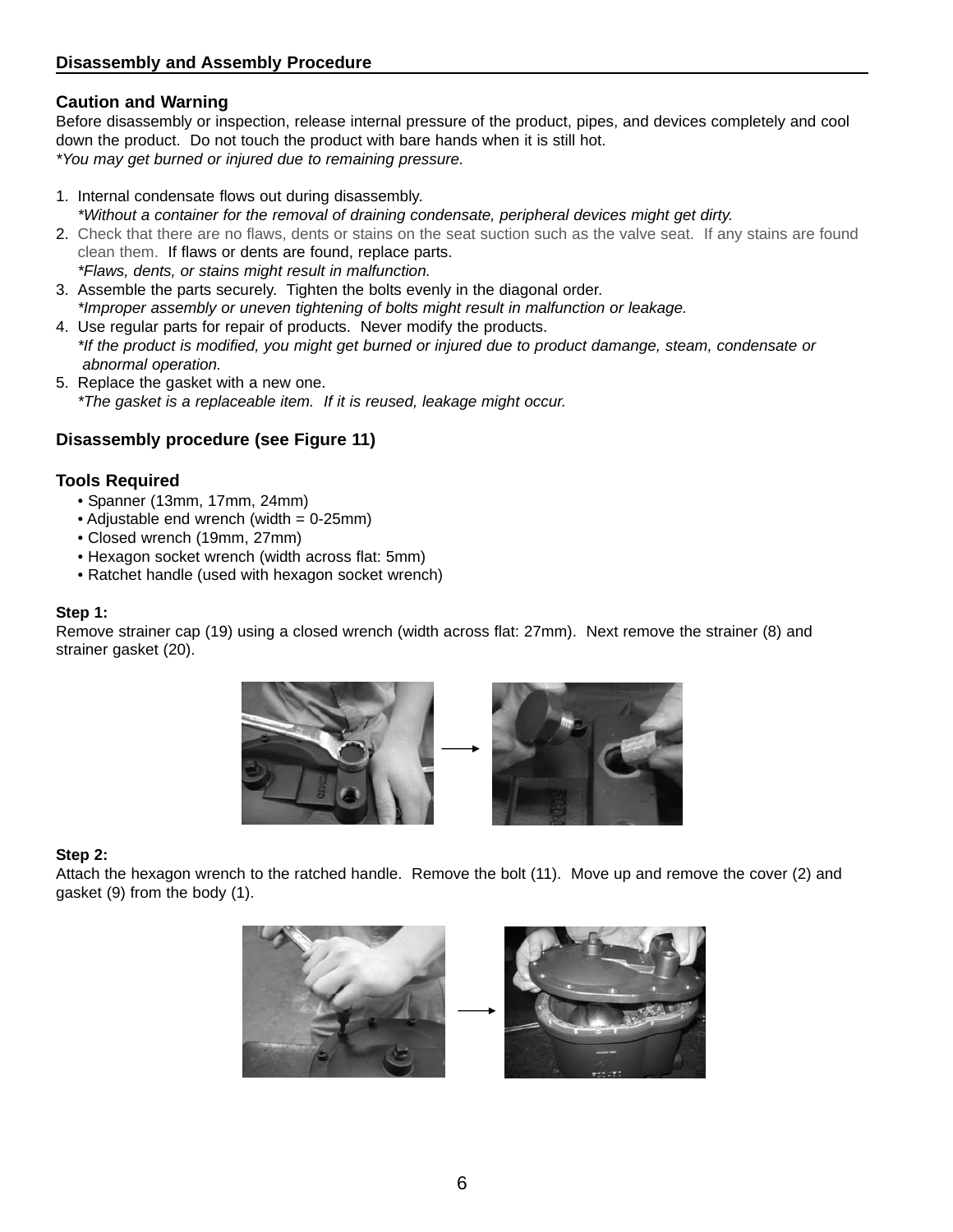## Disassembly and Assembly Procedure

### Caution and Warning

Before disassembly or inspection, release internal pressure of the product, pipes, and devices completely and cool down the product. Do not touch the product with bare hands when it is still hot.
*\*You may get burned or injured due to remaining pressure.*

1. Internal condensate flows out during disassembly.
   *\*Without a container for the removal of draining condensate, peripheral devices might get dirty.*
2. Check that there are no flaws, dents or stains on the seat suction such as the valve seat. If any stains are found clean them. If flaws or dents are found, replace parts.
   *\*Flaws, dents, or stains might result in malfunction.*
3. Assemble the parts securely. Tighten the bolts evenly in the diagonal order.
   *\*Improper assembly or uneven tightening of bolts might result in malfunction or leakage.*
4. Use regular parts for repair of products. Never modify the products.
   *\*If the product is modified, you might get burned or injured due to product damange, steam, condensate or abnormal operation.*
5. Replace the gasket with a new one.
   *\*The gasket is a replaceable item. If it is reused, leakage might occur.*

### Disassembly procedure (see Figure 11)

### Tools Required

- Spanner (13mm, 17mm, 24mm)
- Adjustable end wrench (width = 0-25mm)
- Closed wrench (19mm, 27mm)
- Hexagon socket wrench (width across flat: 5mm)
- Ratchet handle (used with hexagon socket wrench)

**Step 1:**
Remove strainer cap (19) using a closed wrench (width across flat: 27mm). Next remove the strainer (8) and strainer gasket (20).

**Step 2:**
Attach the hexagon wrench to the ratched handle. Remove the bolt (11). Move up and remove the cover (2) and gasket (9) from the body (1).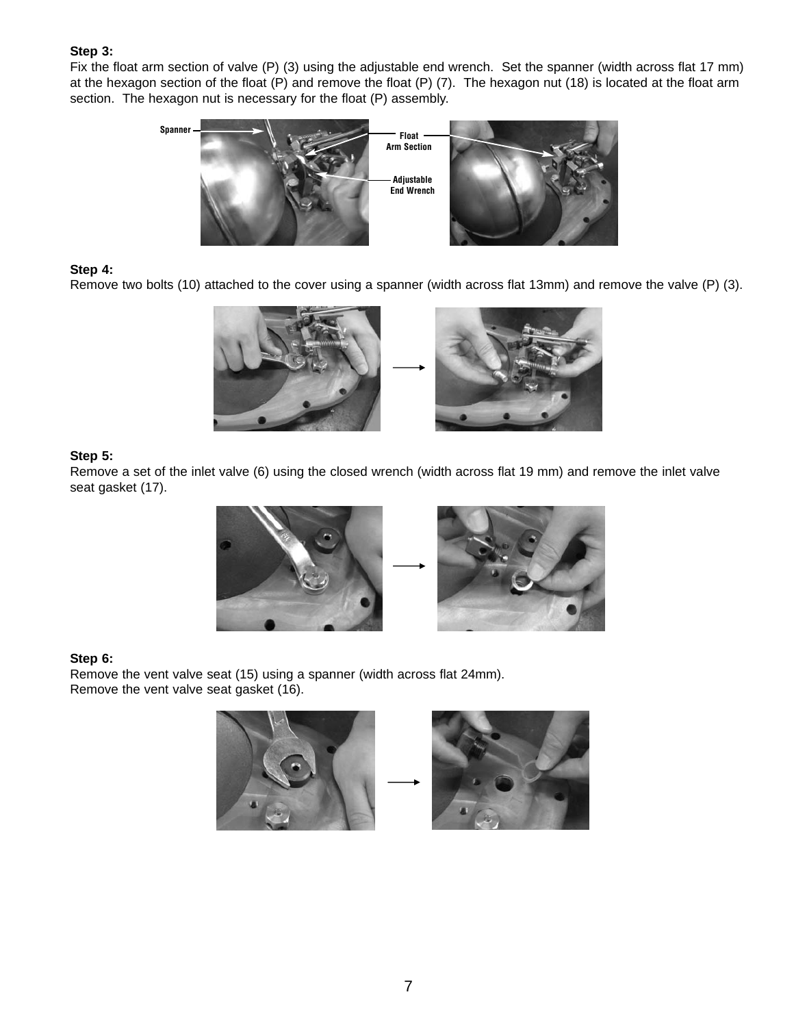**Step 3:**
Fix the float arm section of valve (P) (3) using the adjustable end wrench. Set the spanner (width across flat 17 mm) at the hexagon section of the float (P) and remove the float (P) (7). The hexagon nut (18) is located at the float arm section. The hexagon nut is necessary for the float (P) assembly.

Spanner

Float Arm Section

Adjustable End Wrench

**Step 4:**
Remove two bolts (10) attached to the cover using a spanner (width across flat 13mm) and remove the valve (P) (3).

**Step 5:**
Remove a set of the inlet valve (6) using the closed wrench (width across flat 19 mm) and remove the inlet valve seat gasket (17).

**Step 6:**
Remove the vent valve seat (15) using a spanner (width across flat 24mm).
Remove the vent valve seat gasket (16).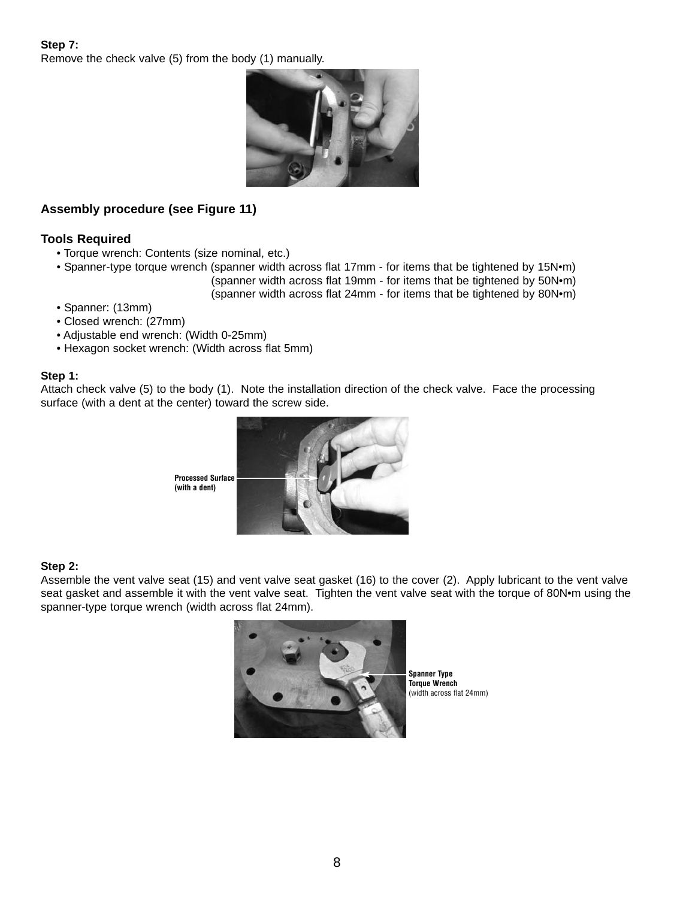**Step 7:**
Remove the check valve (5) from the body (1) manually.

### Assembly procedure (see Figure 11)

### Tools Required

- Torque wrench: Contents (size nominal, etc.)
- Spanner-type torque wrench (spanner width across flat 17mm - for items that be tightened by 15N•m)
  (spanner width across flat 19mm - for items that be tightened by 50N•m)
  (spanner width across flat 24mm - for items that be tightened by 80N•m)
- Spanner: (13mm)
- Closed wrench: (27mm)
- Adjustable end wrench: (Width 0-25mm)
- Hexagon socket wrench: (Width across flat 5mm)

**Step 1:**
Attach check valve (5) to the body (1). Note the installation direction of the check valve. Face the processing surface (with a dent at the center) toward the screw side.

Processed Surface (with a dent)

**Step 2:**
Assemble the vent valve seat (15) and vent valve seat gasket (16) to the cover (2). Apply lubricant to the vent valve seat gasket and assemble it with the vent valve seat. Tighten the vent valve seat with the torque of 80N•m using the spanner-type torque wrench (width across flat 24mm).

Spanner Type Torque Wrench (width across flat 24mm)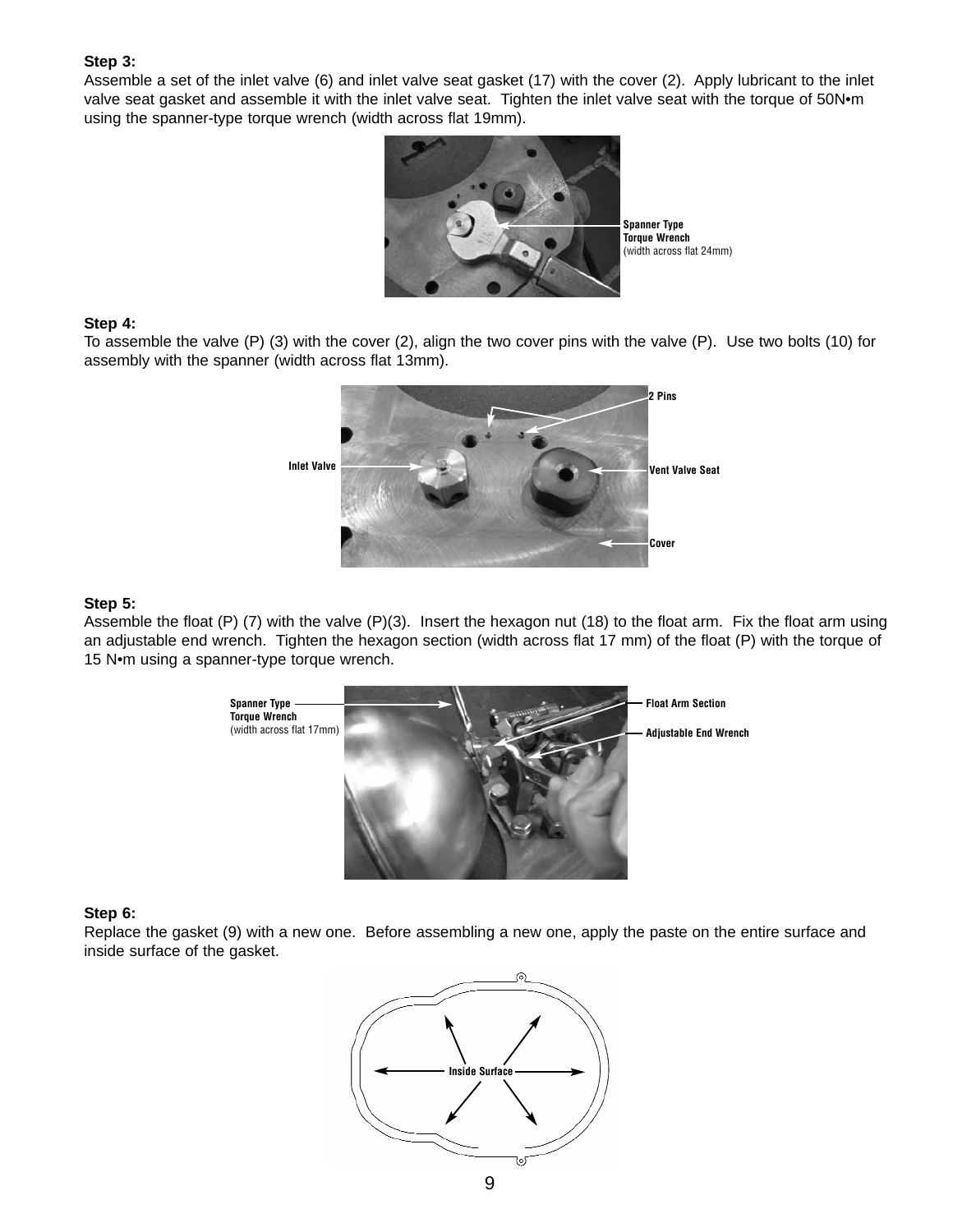**Step 3:**
Assemble a set of the inlet valve (6) and inlet valve seat gasket (17) with the cover (2). Apply lubricant to the inlet valve seat gasket and assemble it with the inlet valve seat. Tighten the inlet valve seat with the torque of 50N•m using the spanner-type torque wrench (width across flat 19mm).

Spanner Type Torque Wrench (width across flat 24mm)

**Step 4:**
To assemble the valve (P) (3) with the cover (2), align the two cover pins with the valve (P). Use two bolts (10) for assembly with the spanner (width across flat 13mm).

2 Pins

Inlet Valve

Vent Valve Seat

Cover

**Step 5:**
Assemble the float (P) (7) with the valve (P)(3). Insert the hexagon nut (18) to the float arm. Fix the float arm using an adjustable end wrench. Tighten the hexagon section (width across flat 17 mm) of the float (P) with the torque of 15 N•m using a spanner-type torque wrench.

Spanner Type Torque Wrench (width across flat 17mm)

Float Arm Section

Adjustable End Wrench

**Step 6:**
Replace the gasket (9) with a new one. Before assembling a new one, apply the paste on the entire surface and inside surface of the gasket.

Inside Surface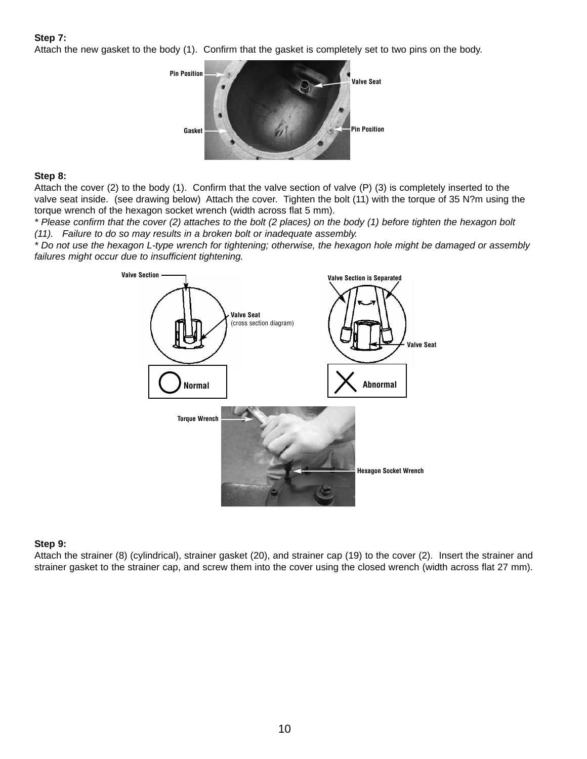**Step 7:**
Attach the new gasket to the body (1). Confirm that the gasket is completely set to two pins on the body.

Pin Position
Valve Seat
Gasket
Pin Position

**Step 8:**
Attach the cover (2) to the body (1). Confirm that the valve section of valve (P) (3) is completely inserted to the valve seat inside. (see drawing below) Attach the cover. Tighten the bolt (11) with the torque of 35 N?m using the torque wrench of the hexagon socket wrench (width across flat 5 mm).
*\* Please confirm that the cover (2) attaches to the bolt (2 places) on the body (1) before tighten the hexagon bolt (11). Failure to do so may results in a broken bolt or inadequate assembly.*
*\* Do not use the hexagon L-type wrench for tightening; otherwise, the hexagon hole might be damaged or assembly failures might occur due to insufficient tightening.*

Valve Section
Valve Seat
(cross section diagram)
Normal

Valve Section is Separated
Valve Seat
Abnormal

Torque Wrench
Hexagon Socket Wrench

**Step 9:**
Attach the strainer (8) (cylindrical), strainer gasket (20), and strainer cap (19) to the cover (2). Insert the strainer and strainer gasket to the strainer cap, and screw them into the cover using the closed wrench (width across flat 27 mm).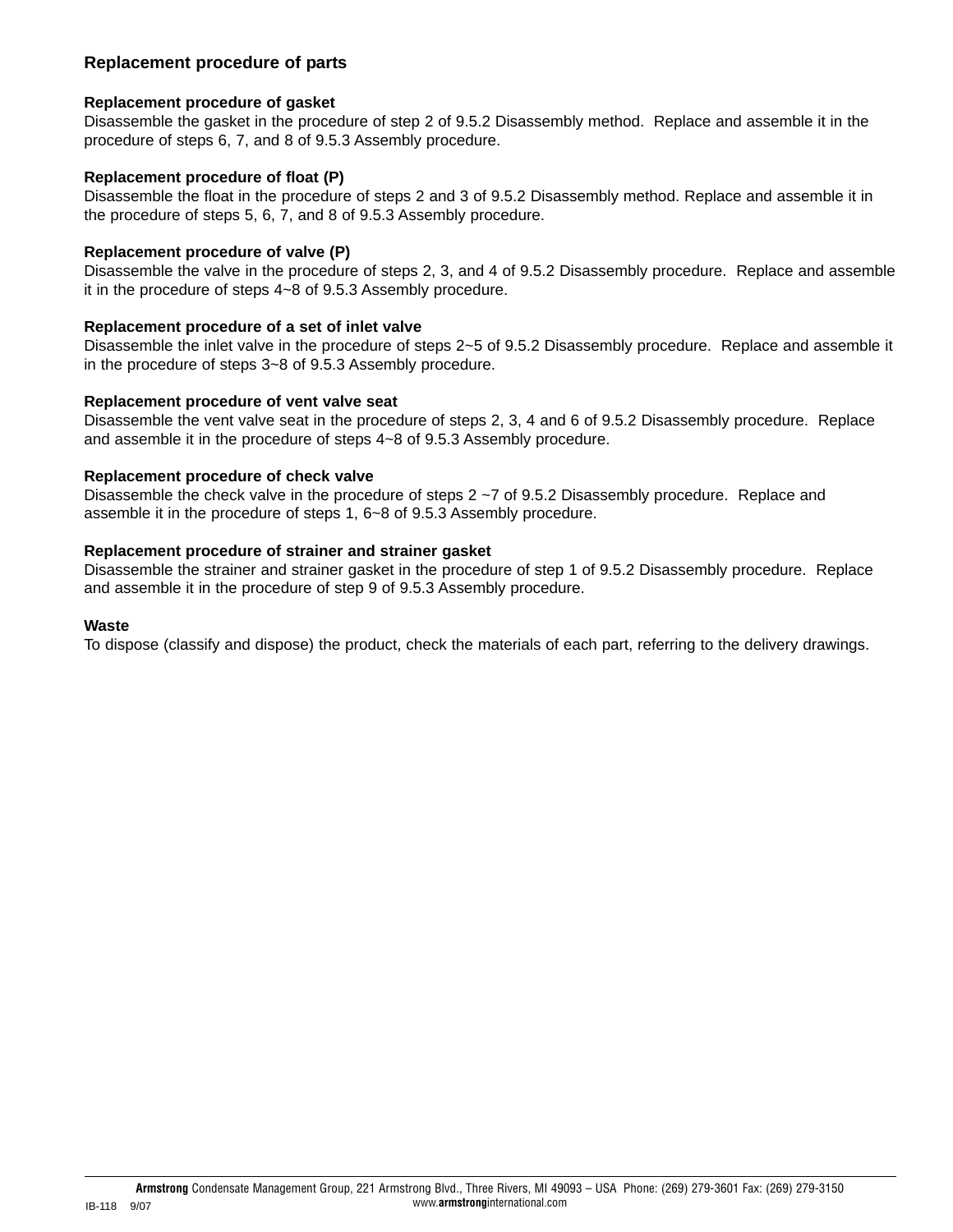## Replacement procedure of parts

**Replacement procedure of gasket**

Disassemble the gasket in the procedure of step 2 of 9.5.2 Disassembly method. Replace and assemble it in the procedure of steps 6, 7, and 8 of 9.5.3 Assembly procedure.

**Replacement procedure of float (P)**

Disassemble the float in the procedure of steps 2 and 3 of 9.5.2 Disassembly method. Replace and assemble it in the procedure of steps 5, 6, 7, and 8 of 9.5.3 Assembly procedure.

**Replacement procedure of valve (P)**

Disassemble the valve in the procedure of steps 2, 3, and 4 of 9.5.2 Disassembly procedure. Replace and assemble it in the procedure of steps 4~8 of 9.5.3 Assembly procedure.

**Replacement procedure of a set of inlet valve**

Disassemble the inlet valve in the procedure of steps 2~5 of 9.5.2 Disassembly procedure. Replace and assemble it in the procedure of steps 3~8 of 9.5.3 Assembly procedure.

**Replacement procedure of vent valve seat**

Disassemble the vent valve seat in the procedure of steps 2, 3, 4 and 6 of 9.5.2 Disassembly procedure. Replace and assemble it in the procedure of steps 4~8 of 9.5.3 Assembly procedure.

**Replacement procedure of check valve**

Disassemble the check valve in the procedure of steps 2 ~7 of 9.5.2 Disassembly procedure. Replace and assemble it in the procedure of steps 1, 6~8 of 9.5.3 Assembly procedure.

**Replacement procedure of strainer and strainer gasket**

Disassemble the strainer and strainer gasket in the procedure of step 1 of 9.5.2 Disassembly procedure. Replace and assemble it in the procedure of step 9 of 9.5.3 Assembly procedure.

**Waste**

To dispose (classify and dispose) the product, check the materials of each part, referring to the delivery drawings.